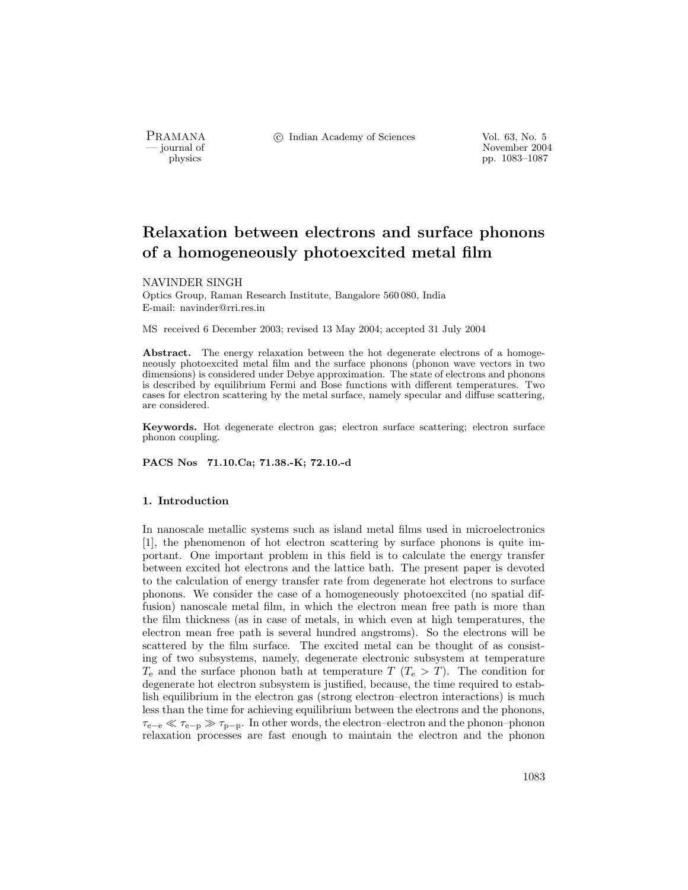# Relaxation between electrons and surface phonons of a homogeneously photoexcited metal film

NAVINDER SINGH

Optics Group, Raman Research Institute, Bangalore 560 080, India

E-mail: navinder@rri.res.in

MS received 6 December 2003; revised 13 May 2004; accepted 31 July 2004

**Abstract.** The energy relaxation between the hot degenerate electrons of a homogeneously photoexcited metal film and the surface phonons (phonon wave vectors in two dimensions) is considered under Debye approximation. The state of electrons and phonons is described by equilibrium Fermi and Bose functions with different temperatures. Two cases for electron scattering by the metal surface, namely specular and diffuse scattering, are considered.

**Keywords.** Hot degenerate electron gas; electron surface scattering; electron surface phonon coupling.

**PACS Nos 71.10.Ca; 71.38.-K; 72.10.-d**

## 1. Introduction

In nanoscale metallic systems such as island metal films used in microelectronics [1], the phenomenon of hot electron scattering by surface phonons is quite important. One important problem in this field is to calculate the energy transfer between excited hot electrons and the lattice bath. The present paper is devoted to the calculation of energy transfer rate from degenerate hot electrons to surface phonons. We consider the case of a homogeneously photoexcited (no spatial diffusion) nanoscale metal film, in which the electron mean free path is more than the film thickness (as in case of metals, in which even at high temperatures, the electron mean free path is several hundred angstroms). So the electrons will be scattered by the film surface. The excited metal can be thought of as consisting of two subsystems, namely, degenerate electronic subsystem at temperature $T_{\mathrm{e}}$ and the surface phonon bath at temperature $T$ ($T_{\mathrm{e}} > T$). The condition for degenerate hot electron subsystem is justified, because, the time required to establish equilibrium in the electron gas (strong electron–electron interactions) is much less than the time for achieving equilibrium between the electrons and the phonons, $\tau_{\mathrm{e-e}} \ll \tau_{\mathrm{e-p}} \gg \tau_{\mathrm{p-p}}$. In other words, the electron–electron and the phonon–phonon relaxation processes are fast enough to maintain the electron and the phonon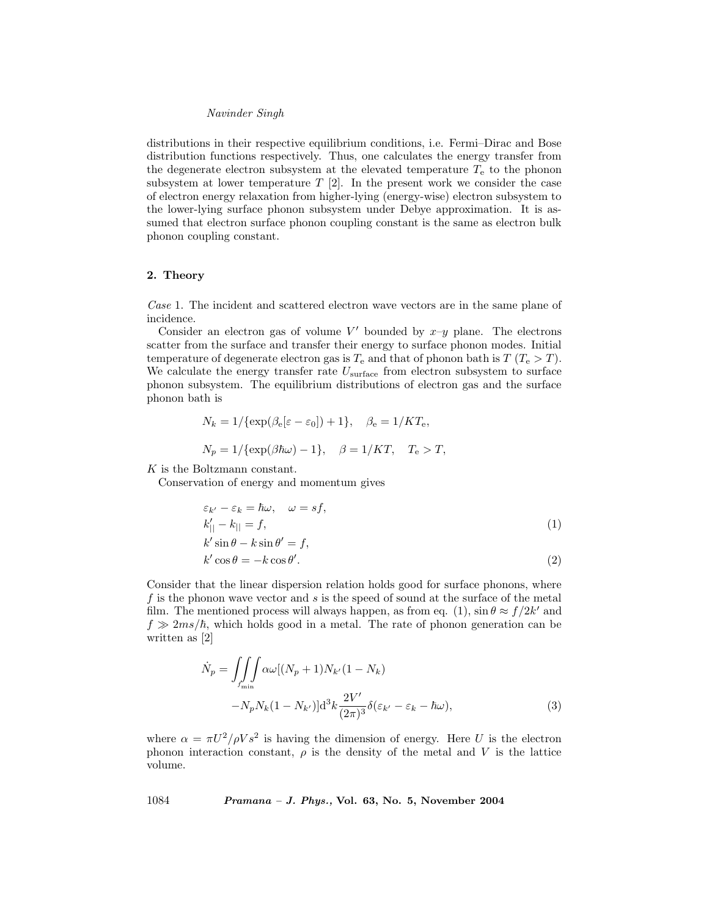distributions in their respective equilibrium conditions, i.e. Fermi–Dirac and Bose distribution functions respectively. Thus, one calculates the energy transfer from the degenerate electron subsystem at the elevated temperature $T_{\rm e}$ to the phonon subsystem at lower temperature $T$ [2]. In the present work we consider the case of electron energy relaxation from higher-lying (energy-wise) electron subsystem to the lower-lying surface phonon subsystem under Debye approximation. It is assumed that electron surface phonon coupling constant is the same as electron bulk phonon coupling constant.

## 2. Theory

*Case* 1. The incident and scattered electron wave vectors are in the same plane of incidence.

Consider an electron gas of volume $V'$ bounded by $x$–$y$ plane. The electrons scatter from the surface and transfer their energy to surface phonon modes. Initial temperature of degenerate electron gas is $T_{\rm e}$ and that of phonon bath is $T$ ($T_{\rm e} > T$). We calculate the energy transfer rate $U_{\rm surface}$ from electron subsystem to surface phonon subsystem. The equilibrium distributions of electron gas and the surface phonon bath is

$$N_k = 1/\{\exp(\beta_{\rm e}[\varepsilon - \varepsilon_0]) + 1\}, \quad \beta_{\rm e} = 1/KT_{\rm e},$$

$$N_p = 1/\{\exp(\beta\hbar\omega) - 1\}, \quad \beta = 1/KT, \quad T_{\rm e} > T,$$

$K$ is the Boltzmann constant.

Conservation of energy and momentum gives

$$\begin{aligned} &\varepsilon_{k'} - \varepsilon_k = \hbar\omega, \quad \omega = sf, \\ &k'_{||} - k_{||} = f, \qquad\qquad (1) \\ &k'\sin\theta - k\sin\theta' = f, \\ &k'\cos\theta = -k\cos\theta'. \qquad\qquad (2) \end{aligned}$$

Consider that the linear dispersion relation holds good for surface phonons, where $f$ is the phonon wave vector and $s$ is the speed of sound at the surface of the metal film. The mentioned process will always happen, as from eq. (1), $\sin\theta \approx f/2k'$ and $f \gg 2ms/\hbar$, which holds good in a metal. The rate of phonon generation can be written as [2]

$$\begin{aligned} \dot{N}_p = \iiint_{f_{\rm min}} &\alpha\omega[(N_p + 1)N_{k'}(1 - N_k) \\ &- N_p N_k(1 - N_{k'})]{\rm d}^3k \frac{2V'}{(2\pi)^3}\delta(\varepsilon_{k'} - \varepsilon_k - \hbar\omega), \qquad (3) \end{aligned}$$

where $\alpha = \pi U^2/\rho V s^2$ is having the dimension of energy. Here $U$ is the electron phonon interaction constant, $\rho$ is the density of the metal and $V$ is the lattice volume.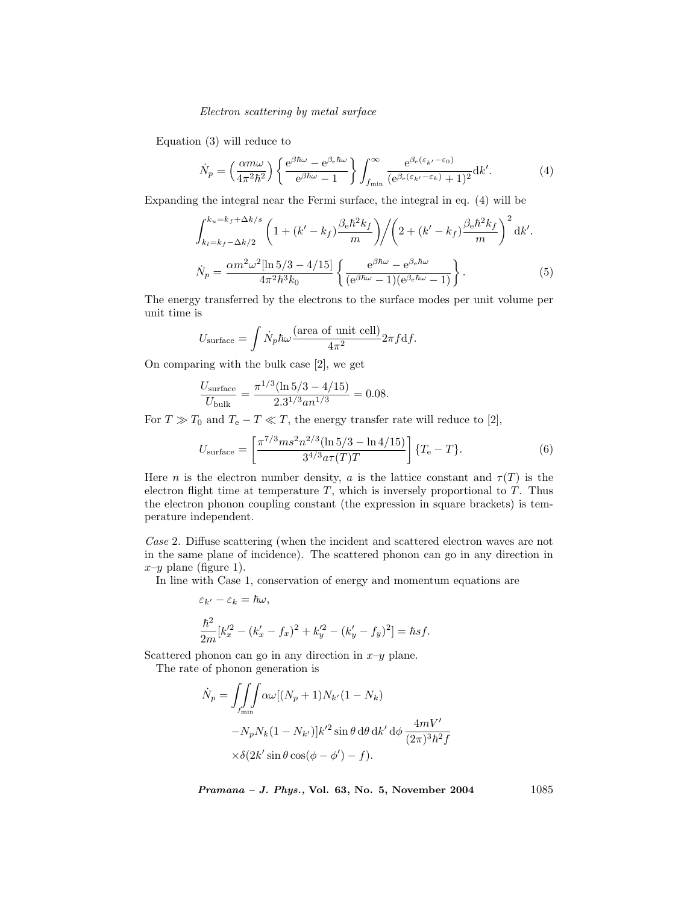Equation (3) will reduce to

$$\dot{N}_p = \left(\frac{\alpha m \omega}{4\pi^2 \hbar^2}\right) \left\{ \frac{\mathrm{e}^{\beta\hbar\omega} - \mathrm{e}^{\beta_{\mathrm{e}}\hbar\omega}}{\mathrm{e}^{\beta\hbar\omega} - 1} \right\} \int_{f_{\min}}^{\infty} \frac{\mathrm{e}^{\beta_{\mathrm{e}}(\varepsilon_{k'} - \varepsilon_0)}}{(\mathrm{e}^{\beta_{\mathrm{e}}(\varepsilon_{k'} - \varepsilon_k)} + 1)^2} \mathrm{d}k'. \tag{4}$$

Expanding the integral near the Fermi surface, the integral in eq. (4) will be

$$\int_{k_l = k_f - \Delta k/2}^{k_u = k_f + \Delta k/s} \left(1 + (k' - k_f)\frac{\beta_{\mathrm{e}} \hbar^2 k_f}{m}\right) \Bigg/ \left(2 + (k' - k_f)\frac{\beta_{\mathrm{e}} \hbar^2 k_f}{m}\right)^2 \mathrm{d}k'.$$

$$\dot{N}_p = \frac{\alpha m^2 \omega^2 [\ln 5/3 - 4/15]}{4\pi^2 \hbar^3 k_0} \left\{ \frac{\mathrm{e}^{\beta\hbar\omega} - \mathrm{e}^{\beta_{\mathrm{e}}\hbar\omega}}{(\mathrm{e}^{\beta\hbar\omega} - 1)(\mathrm{e}^{\beta_{\mathrm{e}}\hbar\omega} - 1)} \right\}. \tag{5}$$

The energy transferred by the electrons to the surface modes per unit volume per unit time is

$$U_{\mathrm{surface}} = \int \dot{N}_p \hbar\omega \frac{(\text{area of unit cell})}{4\pi^2} 2\pi f \mathrm{d}f.$$

On comparing with the bulk case [2], we get

$$\frac{U_{\mathrm{surface}}}{U_{\mathrm{bulk}}} = \frac{\pi^{1/3}(\ln 5/3 - 4/15)}{2.3^{1/3} a n^{1/3}} = 0.08.$$

For $T \gg T_0$ and $T_{\mathrm{e}} - T \ll T$, the energy transfer rate will reduce to [2],

$$U_{\mathrm{surface}} = \left[\frac{\pi^{7/3} m s^2 n^{2/3} (\ln 5/3 - \ln 4/15)}{3^{4/3} a \tau(T) T}\right] \{T_{\mathrm{e}} - T\}. \tag{6}$$

Here $n$ is the electron number density, $a$ is the lattice constant and $\tau(T)$ is the electron flight time at temperature $T$, which is inversely proportional to $T$. Thus the electron phonon coupling constant (the expression in square brackets) is temperature independent.

*Case* 2. Diffuse scattering (when the incident and scattered electron waves are not in the same plane of incidence). The scattered phonon can go in any direction in $x$–$y$ plane (figure 1).

In line with Case 1, conservation of energy and momentum equations are

$$\varepsilon_{k'} - \varepsilon_k = \hbar\omega,$$

$$\frac{\hbar^2}{2m}[k_x'^2 - (k_x' - f_x)^2 + k_y'^2 - (k_y' - f_y)^2] = \hbar s f.$$

Scattered phonon can go in any direction in $x$–$y$ plane.

The rate of phonon generation is

$$\dot{N}_p = \iiint_{f_{\min}} \alpha\omega[(N_p + 1)N_{k'}(1 - N_k) - N_p N_k (1 - N_{k'})] k'^2 \sin\theta \, \mathrm{d}\theta \, \mathrm{d}k' \, \mathrm{d}\phi \, \frac{4mV'}{(2\pi)^3 \hbar^2 f} \times \delta(2k' \sin\theta \cos(\phi - \phi') - f).$$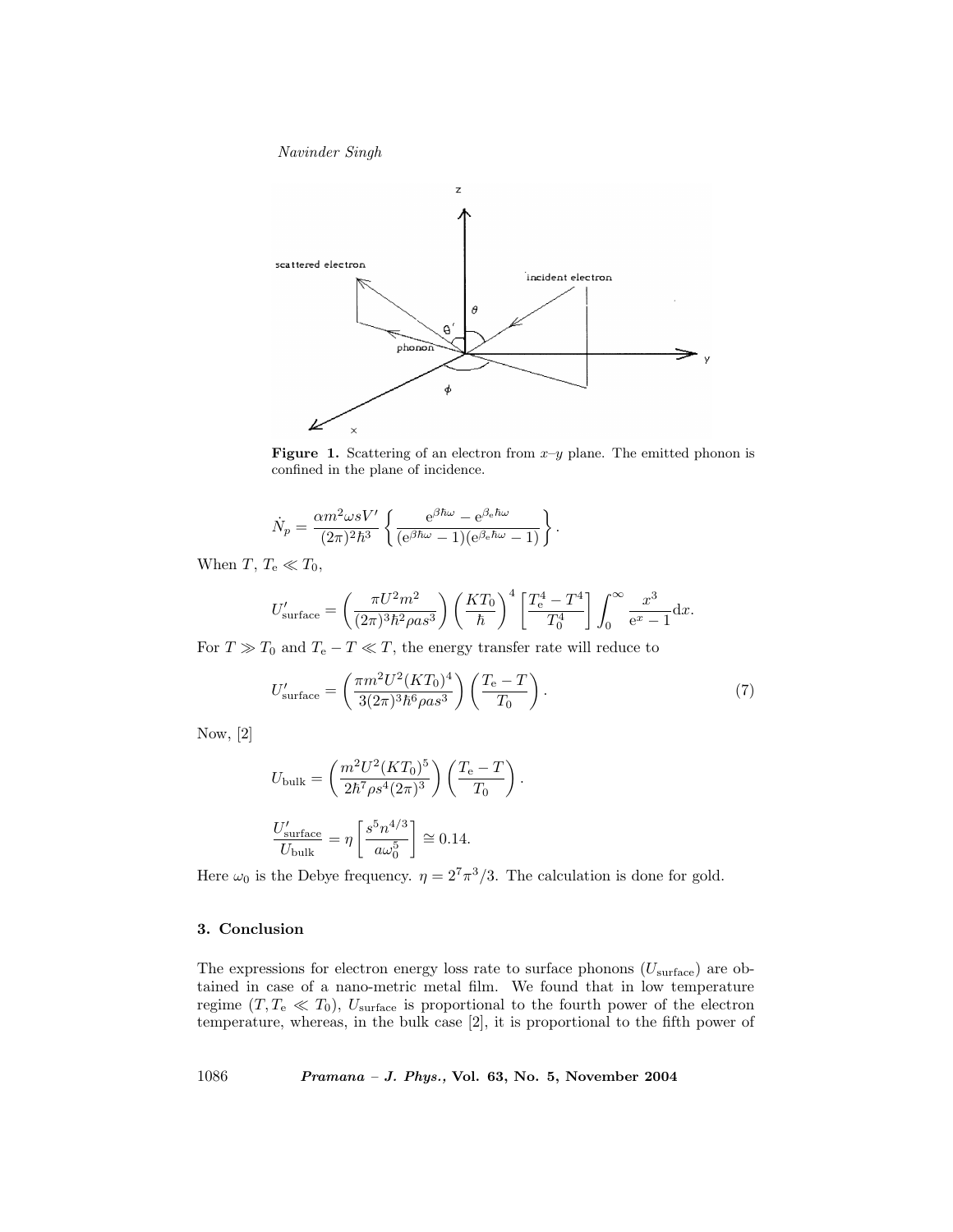**Figure 1.** Scattering of an electron from $x$–$y$ plane. The emitted phonon is confined in the plane of incidence.

$$\dot{N}_p = \frac{\alpha m^2 \omega s V'}{(2\pi)^2 \hbar^3} \left\{ \frac{\mathrm{e}^{\beta\hbar\omega} - \mathrm{e}^{\beta_\mathrm{e}\hbar\omega}}{(\mathrm{e}^{\beta\hbar\omega} - 1)(\mathrm{e}^{\beta_\mathrm{e}\hbar\omega} - 1)} \right\}.$$

When $T$, $T_\mathrm{e} \ll T_0$,

$$U'_\mathrm{surface} = \left( \frac{\pi U^2 m^2}{(2\pi)^3 \hbar^2 \rho a s^3} \right) \left( \frac{KT_0}{\hbar} \right)^4 \left[ \frac{T_\mathrm{e}^4 - T^4}{T_0^4} \right] \int_0^\infty \frac{x^3}{\mathrm{e}^x - 1} \mathrm{d}x.$$

For $T \gg T_0$ and $T_\mathrm{e} - T \ll T$, the energy transfer rate will reduce to

$$U'_\mathrm{surface} = \left( \frac{\pi m^2 U^2 (KT_0)^4}{3(2\pi)^3 \hbar^6 \rho a s^3} \right) \left( \frac{T_\mathrm{e} - T}{T_0} \right). \tag{7}$$

Now, [2]

$$U_\mathrm{bulk} = \left( \frac{m^2 U^2 (KT_0)^5}{2\hbar^7 \rho s^4 (2\pi)^3} \right) \left( \frac{T_\mathrm{e} - T}{T_0} \right).$$

$$\frac{U'_\mathrm{surface}}{U_\mathrm{bulk}} = \eta \left[ \frac{s^5 n^{4/3}}{a \omega_0^5} \right] \cong 0.14.$$

Here $\omega_0$ is the Debye frequency. $\eta = 2^7\pi^3/3$. The calculation is done for gold.

## 3. Conclusion

The expressions for electron energy loss rate to surface phonons ($U_\mathrm{surface}$) are obtained in case of a nano-metric metal film. We found that in low temperature regime ($T, T_\mathrm{e} \ll T_0$), $U_\mathrm{surface}$ is proportional to the fourth power of the electron temperature, whereas, in the bulk case [2], it is proportional to the fifth power of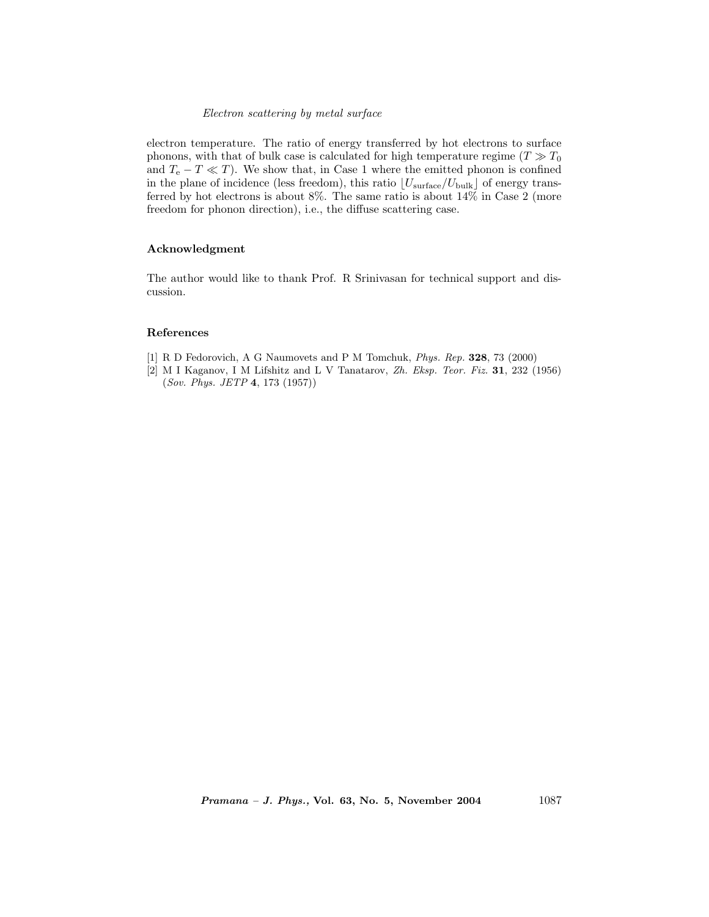electron temperature. The ratio of energy transferred by hot electrons to surface phonons, with that of bulk case is calculated for high temperature regime ($T \gg T_0$ and $T_e - T \ll T$). We show that, in Case 1 where the emitted phonon is confined in the plane of incidence (less freedom), this ratio $\lfloor U_{\text{surface}}/U_{\text{bulk}} \rfloor$ of energy transferred by hot electrons is about 8%. The same ratio is about 14% in Case 2 (more freedom for phonon direction), i.e., the diffuse scattering case.

## Acknowledgment

The author would like to thank Prof. R Srinivasan for technical support and discussion.

## References

[1] R D Fedorovich, A G Naumovets and P M Tomchuk, *Phys. Rep.* **328**, 73 (2000)

[2] M I Kaganov, I M Lifshitz and L V Tanatarov, *Zh. Eksp. Teor. Fiz.* **31**, 232 (1956) (*Sov. Phys. JETP* **4**, 173 (1957))